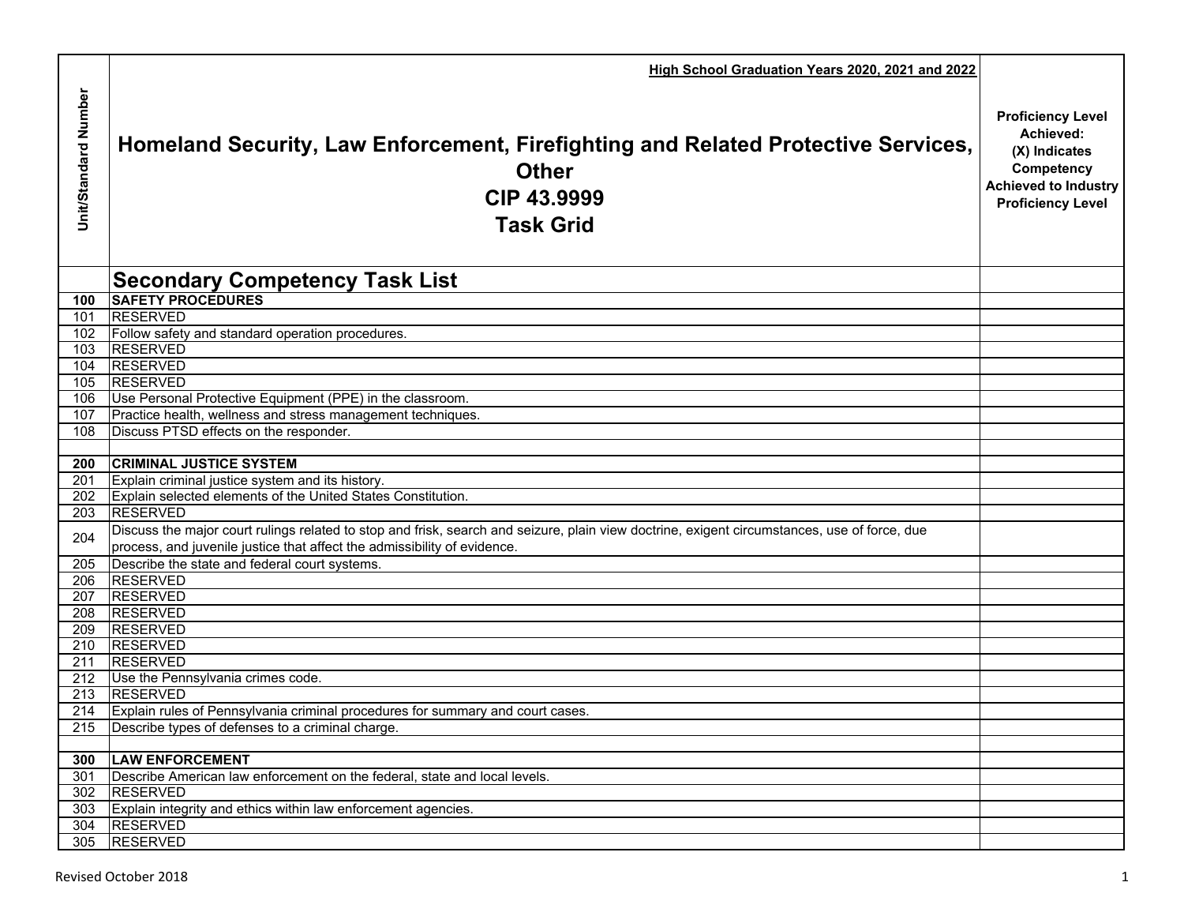High School Graduation Years 2020, 2021 and 2022

# Homeland Security, Law Enforcement, Firefighting and Related Protective Services, Other
# CIP 43.9999
# Task Grid

| Unit/Standard Number | Secondary Competency Task List | Proficiency Level Achieved: (X) Indicates Competency Achieved to Industry Proficiency Level |
|---|---|---|
| **100** | **SAFETY PROCEDURES** | |
| 101 | RESERVED | |
| 102 | Follow safety and standard operation procedures. | |
| 103 | RESERVED | |
| 104 | RESERVED | |
| 105 | RESERVED | |
| 106 | Use Personal Protective Equipment (PPE) in the classroom. | |
| 107 | Practice health, wellness and stress management techniques. | |
| 108 | Discuss PTSD effects on the responder. | |
| | | |
| **200** | **CRIMINAL JUSTICE SYSTEM** | |
| 201 | Explain criminal justice system and its history. | |
| 202 | Explain selected elements of the United States Constitution. | |
| 203 | RESERVED | |
| 204 | Discuss the major court rulings related to stop and frisk, search and seizure, plain view doctrine, exigent circumstances, use of force, due process, and juvenile justice that affect the admissibility of evidence. | |
| 205 | Describe the state and federal court systems. | |
| 206 | RESERVED | |
| 207 | RESERVED | |
| 208 | RESERVED | |
| 209 | RESERVED | |
| 210 | RESERVED | |
| 211 | RESERVED | |
| 212 | Use the Pennsylvania crimes code. | |
| 213 | RESERVED | |
| 214 | Explain rules of Pennsylvania criminal procedures for summary and court cases. | |
| 215 | Describe types of defenses to a criminal charge. | |
| | | |
| **300** | **LAW ENFORCEMENT** | |
| 301 | Describe American law enforcement on the federal, state and local levels. | |
| 302 | RESERVED | |
| 303 | Explain integrity and ethics within law enforcement agencies. | |
| 304 | RESERVED | |
| 305 | RESERVED | |

Revised October 2018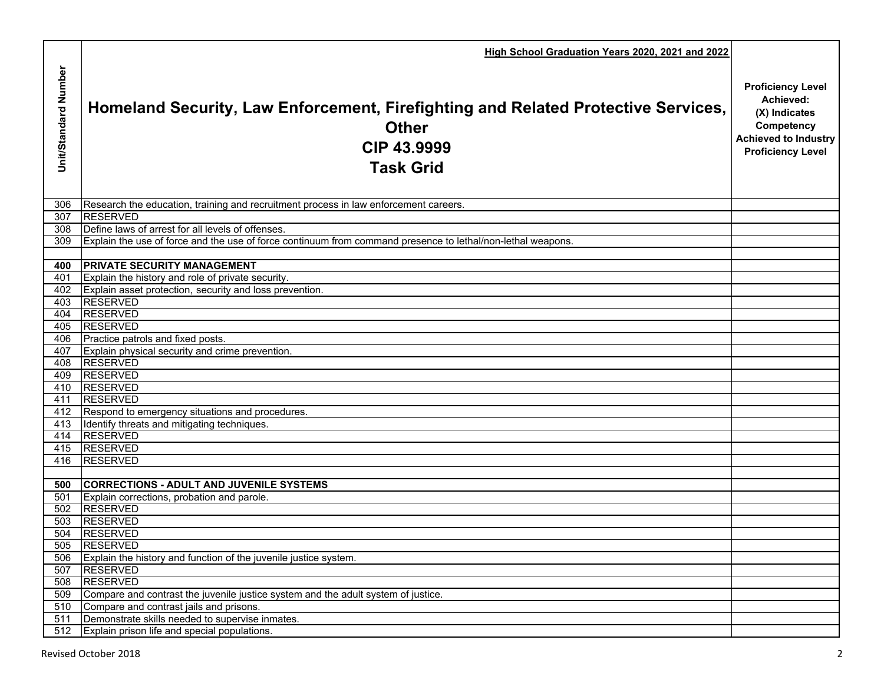| Unit/Standard Number | High School Graduation Years 2020, 2021 and 2022<br>**Homeland Security, Law Enforcement, Firefighting and Related Protective Services, Other**<br>**CIP 43.9999**<br>**Task Grid** | Proficiency Level Achieved: (X) Indicates Competency Achieved to Industry Proficiency Level |
|---|---|---|
| 306 | Research the education, training and recruitment process in law enforcement careers. | |
| 307 | RESERVED | |
| 308 | Define laws of arrest for all levels of offenses. | |
| 309 | Explain the use of force and the use of force continuum from command presence to lethal/non-lethal weapons. | |
| | | |
| **400** | **PRIVATE SECURITY MANAGEMENT** | |
| 401 | Explain the history and role of private security. | |
| 402 | Explain asset protection, security and loss prevention. | |
| 403 | RESERVED | |
| 404 | RESERVED | |
| 405 | RESERVED | |
| 406 | Practice patrols and fixed posts. | |
| 407 | Explain physical security and crime prevention. | |
| 408 | RESERVED | |
| 409 | RESERVED | |
| 410 | RESERVED | |
| 411 | RESERVED | |
| 412 | Respond to emergency situations and procedures. | |
| 413 | Identify threats and mitigating techniques. | |
| 414 | RESERVED | |
| 415 | RESERVED | |
| 416 | RESERVED | |
| | | |
| **500** | **CORRECTIONS - ADULT AND JUVENILE SYSTEMS** | |
| 501 | Explain corrections, probation and parole. | |
| 502 | RESERVED | |
| 503 | RESERVED | |
| 504 | RESERVED | |
| 505 | RESERVED | |
| 506 | Explain the history and function of the juvenile justice system. | |
| 507 | RESERVED | |
| 508 | RESERVED | |
| 509 | Compare and contrast the juvenile justice system and the adult system of justice. | |
| 510 | Compare and contrast jails and prisons. | |
| 511 | Demonstrate skills needed to supervise inmates. | |
| 512 | Explain prison life and special populations. | |

Revised October 2018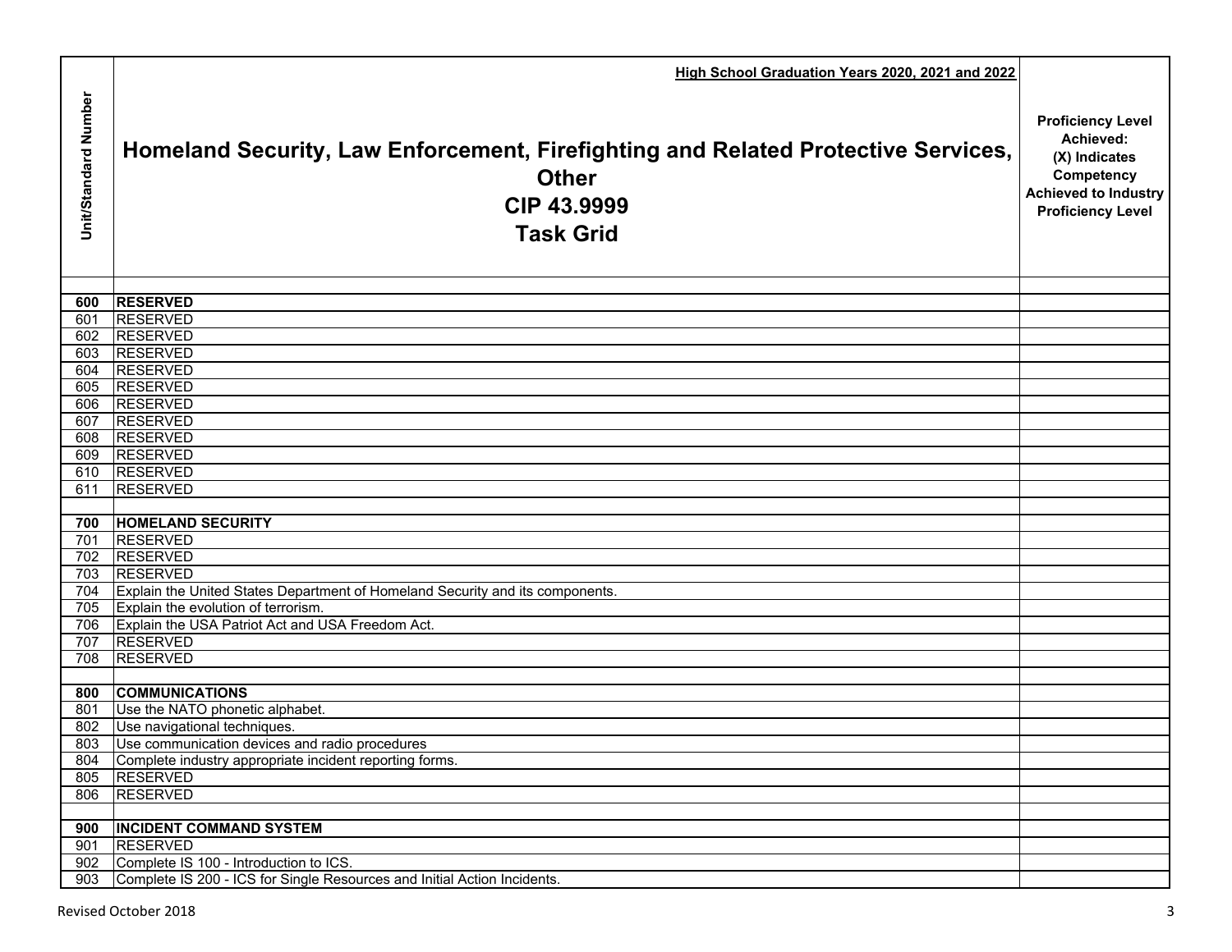| Unit/Standard Number | High School Graduation Years 2020, 2021 and 2022<br>**Homeland Security, Law Enforcement, Firefighting and Related Protective Services, Other<br>CIP 43.9999<br>Task Grid** | **Proficiency Level Achieved: (X) Indicates Competency Achieved to Industry Proficiency Level** |
|---|---|---|
| | | |
| **600** | **RESERVED** | |
| 601 | RESERVED | |
| 602 | RESERVED | |
| 603 | RESERVED | |
| 604 | RESERVED | |
| 605 | RESERVED | |
| 606 | RESERVED | |
| 607 | RESERVED | |
| 608 | RESERVED | |
| 609 | RESERVED | |
| 610 | RESERVED | |
| 611 | RESERVED | |
| | | |
| **700** | **HOMELAND SECURITY** | |
| 701 | RESERVED | |
| 702 | RESERVED | |
| 703 | RESERVED | |
| 704 | Explain the United States Department of Homeland Security and its components. | |
| 705 | Explain the evolution of terrorism. | |
| 706 | Explain the USA Patriot Act and USA Freedom Act. | |
| 707 | RESERVED | |
| 708 | RESERVED | |
| | | |
| **800** | **COMMUNICATIONS** | |
| 801 | Use the NATO phonetic alphabet. | |
| 802 | Use navigational techniques. | |
| 803 | Use communication devices and radio procedures | |
| 804 | Complete industry appropriate incident reporting forms. | |
| 805 | RESERVED | |
| 806 | RESERVED | |
| | | |
| **900** | **INCIDENT COMMAND SYSTEM** | |
| 901 | RESERVED | |
| 902 | Complete IS 100 - Introduction to ICS. | |
| 903 | Complete IS 200 - ICS for Single Resources and Initial Action Incidents. | |

Revised October 2018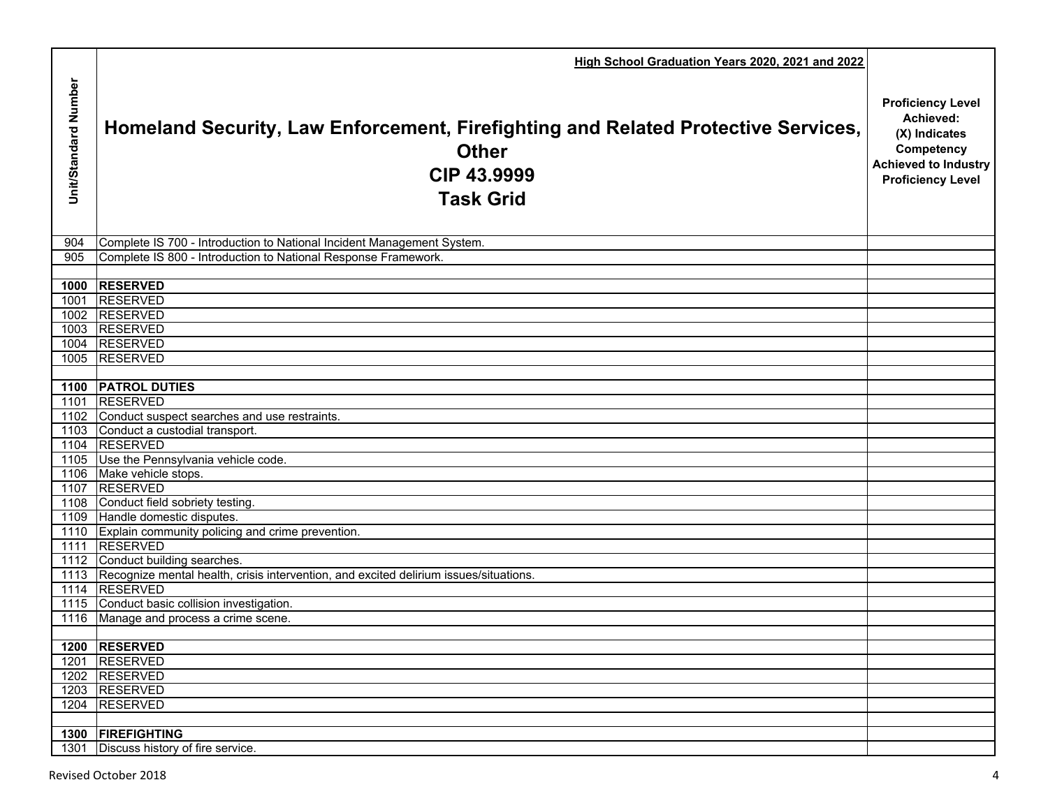| Unit/Standard Number | High School Graduation Years 2020, 2021 and 2022<br>**Homeland Security, Law Enforcement, Firefighting and Related Protective Services, Other**<br>**CIP 43.9999**<br>**Task Grid** | Proficiency Level Achieved: (X) Indicates Competency Achieved to Industry Proficiency Level |
|---|---|---|
| 904 | Complete IS 700 - Introduction to National Incident Management System. | |
| 905 | Complete IS 800 - Introduction to National Response Framework. | |
| | | |
| **1000** | **RESERVED** | |
| 1001 | RESERVED | |
| 1002 | RESERVED | |
| 1003 | RESERVED | |
| 1004 | RESERVED | |
| 1005 | RESERVED | |
| | | |
| **1100** | **PATROL DUTIES** | |
| 1101 | RESERVED | |
| 1102 | Conduct suspect searches and use restraints. | |
| 1103 | Conduct a custodial transport. | |
| 1104 | RESERVED | |
| 1105 | Use the Pennsylvania vehicle code. | |
| 1106 | Make vehicle stops. | |
| 1107 | RESERVED | |
| 1108 | Conduct field sobriety testing. | |
| 1109 | Handle domestic disputes. | |
| 1110 | Explain community policing and crime prevention. | |
| 1111 | RESERVED | |
| 1112 | Conduct building searches. | |
| 1113 | Recognize mental health, crisis intervention, and excited delirium issues/situations. | |
| 1114 | RESERVED | |
| 1115 | Conduct basic collision investigation. | |
| 1116 | Manage and process a crime scene. | |
| | | |
| **1200** | **RESERVED** | |
| 1201 | RESERVED | |
| 1202 | RESERVED | |
| 1203 | RESERVED | |
| 1204 | RESERVED | |
| | | |
| **1300** | **FIREFIGHTING** | |
| 1301 | Discuss history of fire service. | |

Revised October 2018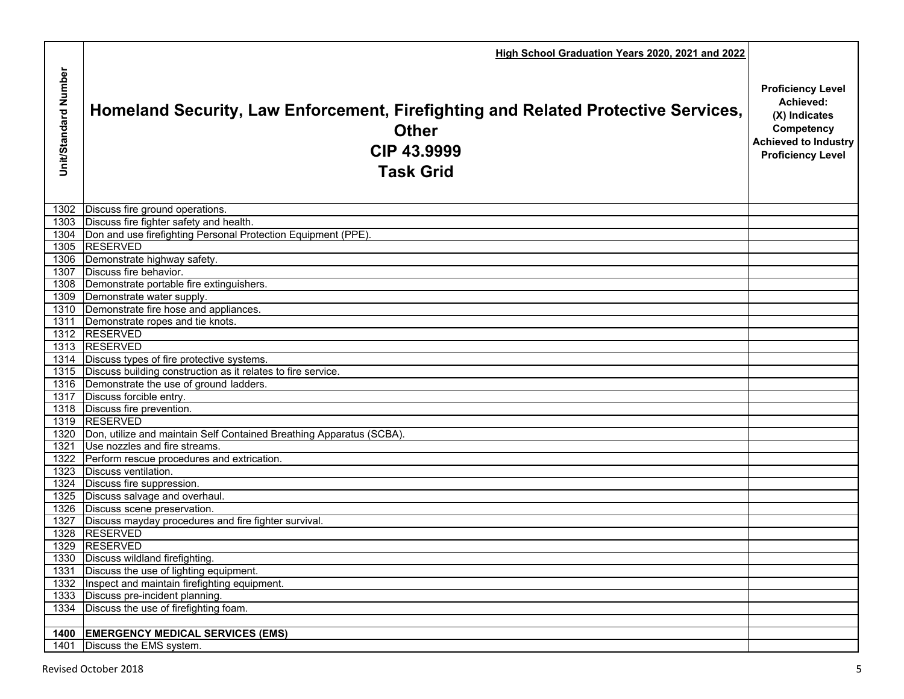| Unit/Standard Number | High School Graduation Years 2020, 2021 and 2022<br>**Homeland Security, Law Enforcement, Firefighting and Related Protective Services, Other**<br>**CIP 43.9999**<br>**Task Grid** | Proficiency Level Achieved: (X) Indicates Competency Achieved to Industry Proficiency Level |
|---|---|---|
| 1302 | Discuss fire ground operations. | |
| 1303 | Discuss fire fighter safety and health. | |
| 1304 | Don and use firefighting Personal Protection Equipment (PPE). | |
| 1305 | RESERVED | |
| 1306 | Demonstrate highway safety. | |
| 1307 | Discuss fire behavior. | |
| 1308 | Demonstrate portable fire extinguishers. | |
| 1309 | Demonstrate water supply. | |
| 1310 | Demonstrate fire hose and appliances. | |
| 1311 | Demonstrate ropes and tie knots. | |
| 1312 | RESERVED | |
| 1313 | RESERVED | |
| 1314 | Discuss types of fire protective systems. | |
| 1315 | Discuss building construction as it relates to fire service. | |
| 1316 | Demonstrate the use of ground ladders. | |
| 1317 | Discuss forcible entry. | |
| 1318 | Discuss fire prevention. | |
| 1319 | RESERVED | |
| 1320 | Don, utilize and maintain Self Contained Breathing Apparatus (SCBA). | |
| 1321 | Use nozzles and fire streams. | |
| 1322 | Perform rescue procedures and extrication. | |
| 1323 | Discuss ventilation. | |
| 1324 | Discuss fire suppression. | |
| 1325 | Discuss salvage and overhaul. | |
| 1326 | Discuss scene preservation. | |
| 1327 | Discuss mayday procedures and fire fighter survival. | |
| 1328 | RESERVED | |
| 1329 | RESERVED | |
| 1330 | Discuss wildland firefighting. | |
| 1331 | Discuss the use of lighting equipment. | |
| 1332 | Inspect and maintain firefighting equipment. | |
| 1333 | Discuss pre-incident planning. | |
| 1334 | Discuss the use of firefighting foam. | |
| | | |
| **1400** | **EMERGENCY MEDICAL SERVICES (EMS)** | |
| 1401 | Discuss the EMS system. | |

Revised October 2018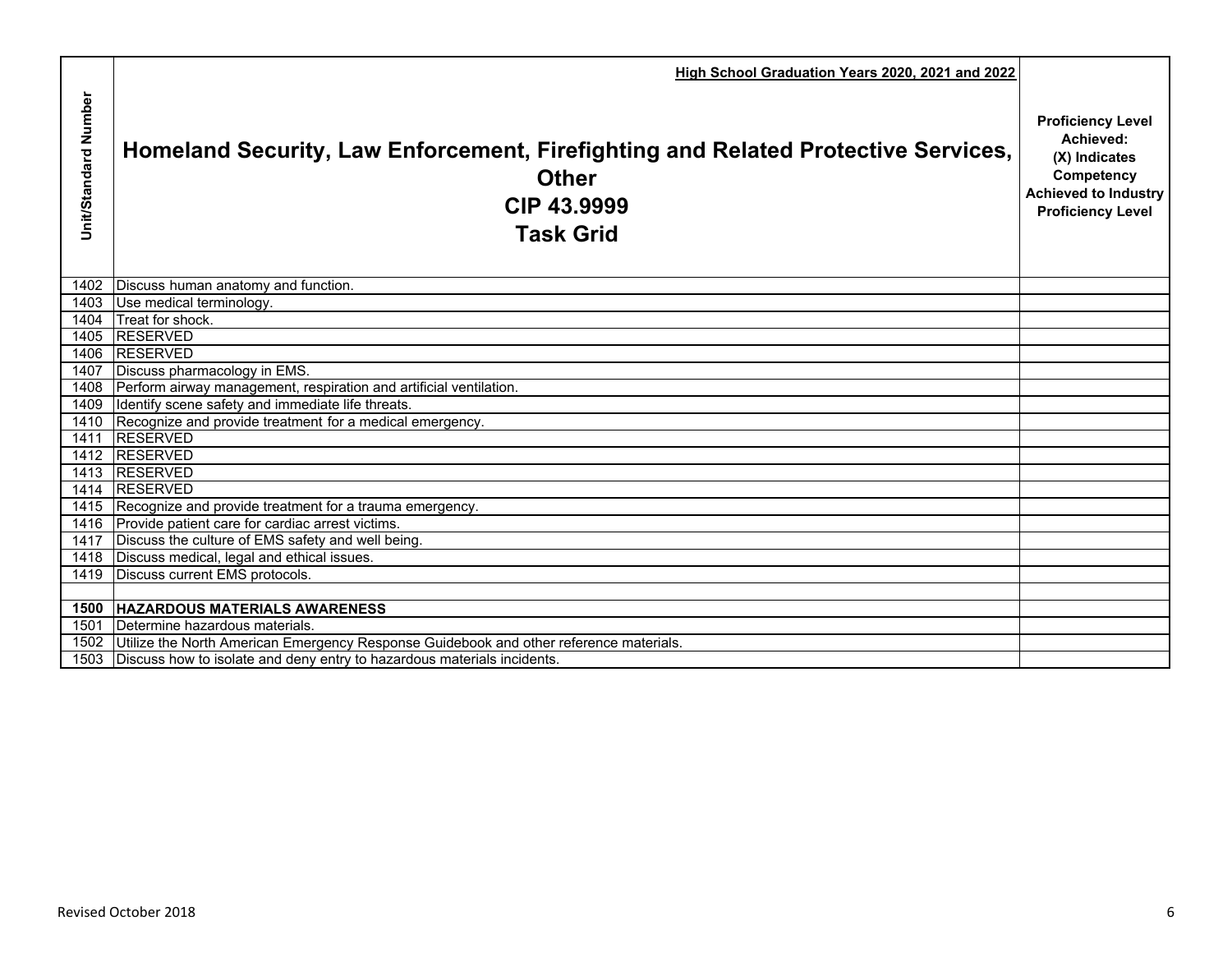| Unit/Standard Number | High School Graduation Years 2020, 2021 and 2022<br>**Homeland Security, Law Enforcement, Firefighting and Related Protective Services, Other**<br>**CIP 43.9999**<br>**Task Grid** | Proficiency Level Achieved: (X) Indicates Competency Achieved to Industry Proficiency Level |
|---|---|---|
| 1402 | Discuss human anatomy and function. | |
| 1403 | Use medical terminology. | |
| 1404 | Treat for shock. | |
| 1405 | RESERVED | |
| 1406 | RESERVED | |
| 1407 | Discuss pharmacology in EMS. | |
| 1408 | Perform airway management, respiration and artificial ventilation. | |
| 1409 | Identify scene safety and immediate life threats. | |
| 1410 | Recognize and provide treatment for a medical emergency. | |
| 1411 | RESERVED | |
| 1412 | RESERVED | |
| 1413 | RESERVED | |
| 1414 | RESERVED | |
| 1415 | Recognize and provide treatment for a trauma emergency. | |
| 1416 | Provide patient care for cardiac arrest victims. | |
| 1417 | Discuss the culture of EMS safety and well being. | |
| 1418 | Discuss medical, legal and ethical issues. | |
| 1419 | Discuss current EMS protocols. | |
| | | |
| **1500** | **HAZARDOUS MATERIALS AWARENESS** | |
| 1501 | Determine hazardous materials. | |
| 1502 | Utilize the North American Emergency Response Guidebook and other reference materials. | |
| 1503 | Discuss how to isolate and deny entry to hazardous materials incidents. | |

Revised October 2018